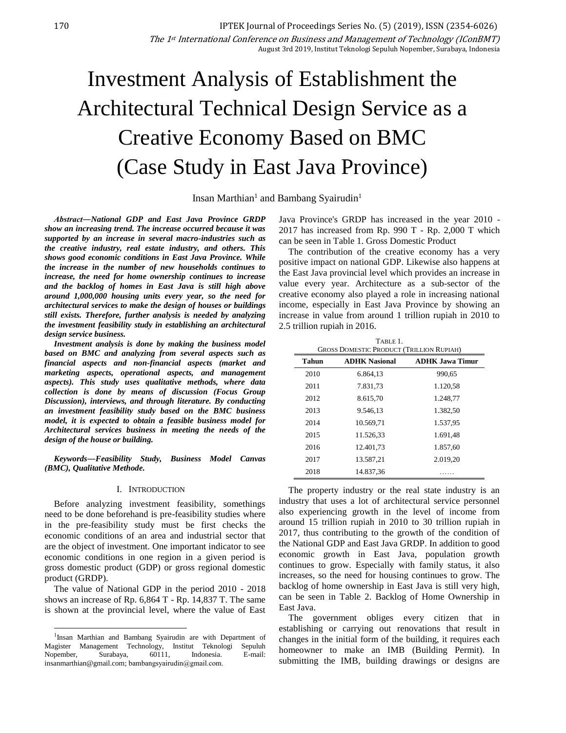#  Investment Analysis of Establishment the Architectural Technical Design Service as a Creative Economy Based on BMC (Case Study in East Java Province)

Insan Marthian[1] and Bambang Syairudin[1]

***Abstract*—National GDP and East Java Province GRDP show an increasing trend. The increase occurred because it was supported by an increase in several macro-industries such as the creative industry, real estate industry, and others. This shows good economic conditions in East Java Province. While the increase in the number of new households continues to increase, the need for home ownership continues to increase and the backlog of homes in East Java is still high above around 1,000,000 housing units every year, so the need for architectural services to make the design of houses or buildings still exists. Therefore, further analysis is needed by analyzing the investment feasibility study in establishing an architectural design service business.**

***Investment analysis is done by making the business model based on BMC and analyzing from several aspects such as financial aspects and non-financial aspects (market and marketing aspects, operational aspects, and management aspects). This study uses qualitative methods, where data collection is done by means of discussion (Focus Group Discussion), interviews, and through literature. By conducting an investment feasibility study based on the BMC business model, it is expected to obtain a feasible business model for Architectural services business in meeting the needs of the design of the house or building.***

***Keywords*—Feasibility Study, Business Model Canvas (BMC), Qualitative Methode.**

## I. INTRODUCTION

Before analyzing investment feasibility, somethings need to be done beforehand is pre-feasibility studies where in the pre-feasibility study must be first checks the economic conditions of an area and industrial sector that are the object of investment. One important indicator to see economic conditions in one region in a given period is gross domestic product (GDP) or gross regional domestic product (GRDP).

The value of National GDP in the period 2010 - 2018 shows an increase of Rp. 6,864 T - Rp. 14,837 T. The same is shown at the provincial level, where the value of East Java Province's GRDP has increased in the year 2010 - 2017 has increased from Rp. 990 T - Rp. 2,000 T which can be seen in Table 1. Gross Domestic Product

The contribution of the creative economy has a very positive impact on national GDP. Likewise also happens at the East Java provincial level which provides an increase in value every year. Architecture as a sub-sector of the creative economy also played a role in increasing national income, especially in East Java Province by showing an increase in value from around 1 trillion rupiah in 2010 to 2.5 trillion rupiah in 2016.

TABLE 1.
GROSS DOMESTIC PRODUCT (TRILLION RUPIAH)

| Tahun | ADHK Nasional | ADHK Jawa Timur |
|---|---|---|
| 2010 | 6.864,13 | 990,65 |
| 2011 | 7.831,73 | 1.120,58 |
| 2012 | 8.615,70 | 1.248,77 |
| 2013 | 9.546,13 | 1.382,50 |
| 2014 | 10.569,71 | 1.537,95 |
| 2015 | 11.526,33 | 1.691,48 |
| 2016 | 12.401,73 | 1.857,60 |
| 2017 | 13.587,21 | 2.019,20 |
| 2018 | 14.837,36 | …… |

The property industry or the real state industry is an industry that uses a lot of architectural service personnel also experiencing growth in the level of income from around 15 trillion rupiah in 2010 to 30 trillion rupiah in 2017, thus contributing to the growth of the condition of the National GDP and East Java GRDP. In addition to good economic growth in East Java, population growth continues to grow. Especially with family status, it also increases, so the need for housing continues to grow. The backlog of home ownership in East Java is still very high, can be seen in Table 2. Backlog of Home Ownership in East Java.

The government obliges every citizen that in establishing or carrying out renovations that result in changes in the initial form of the building, it requires each homeowner to make an IMB (Building Permit). In submitting the IMB, building drawings or designs are

[1]Insan Marthian and Bambang Syairudin are with Department of Magister Management Technology, Institut Teknologi Sepuluh Nopember, Surabaya, 60111, Indonesia. E-mail: insanmarthian@gmail.com; bambangsyairudin@gmail.com.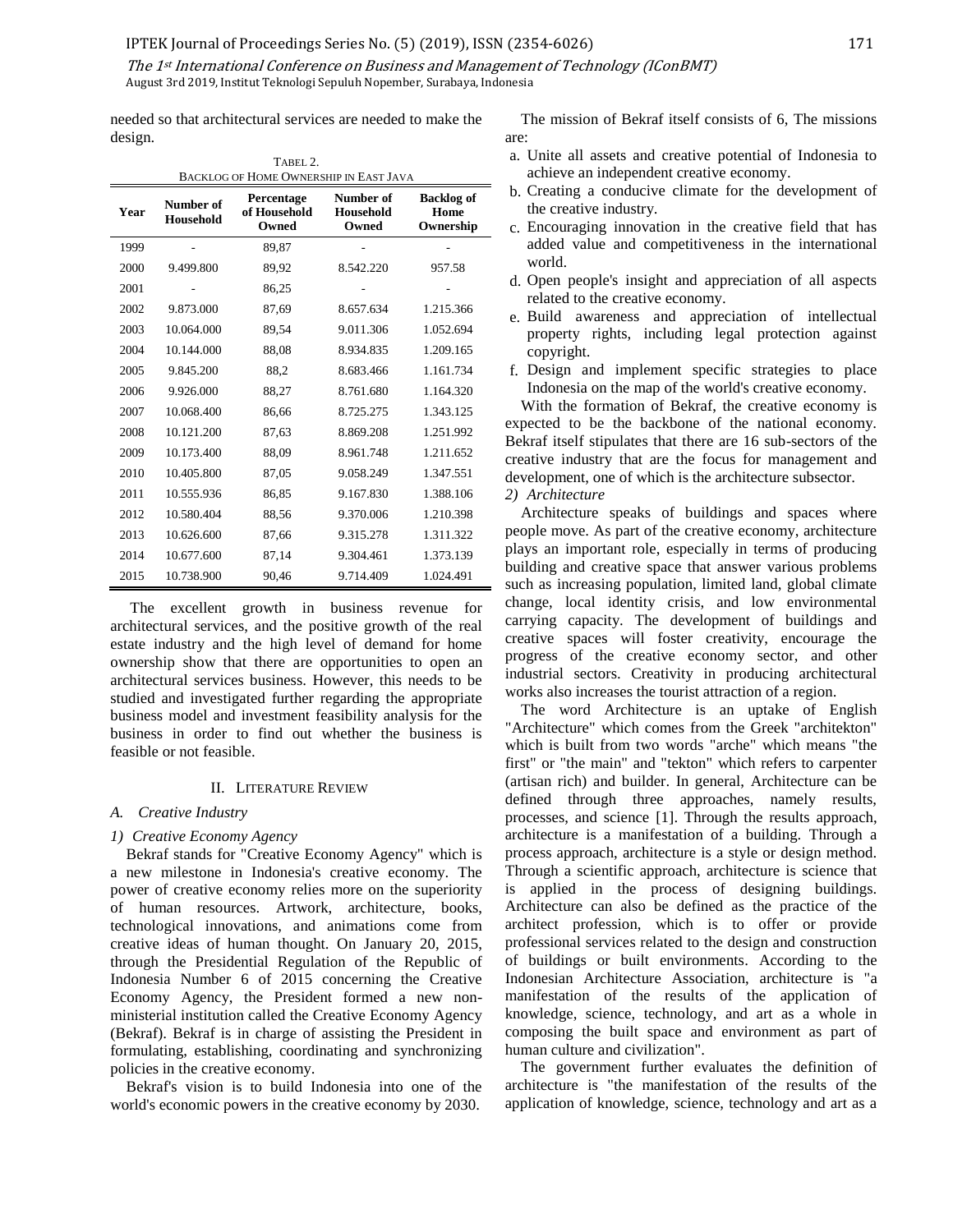needed so that architectural services are needed to make the design.

TABEL 2.
BACKLOG OF HOME OWNERSHIP IN EAST JAVA

| Year | Number of Household | Percentage of Household Owned | Number of Household Owned | Backlog of Home Ownership |
|---|---|---|---|---|
| 1999 | - | 89,87 | - | - |
| 2000 | 9.499.800 | 89,92 | 8.542.220 | 957.58 |
| 2001 | - | 86,25 | - | - |
| 2002 | 9.873.000 | 87,69 | 8.657.634 | 1.215.366 |
| 2003 | 10.064.000 | 89,54 | 9.011.306 | 1.052.694 |
| 2004 | 10.144.000 | 88,08 | 8.934.835 | 1.209.165 |
| 2005 | 9.845.200 | 88,2 | 8.683.466 | 1.161.734 |
| 2006 | 9.926.000 | 88,27 | 8.761.680 | 1.164.320 |
| 2007 | 10.068.400 | 86,66 | 8.725.275 | 1.343.125 |
| 2008 | 10.121.200 | 87,63 | 8.869.208 | 1.251.992 |
| 2009 | 10.173.400 | 88,09 | 8.961.748 | 1.211.652 |
| 2010 | 10.405.800 | 87,05 | 9.058.249 | 1.347.551 |
| 2011 | 10.555.936 | 86,85 | 9.167.830 | 1.388.106 |
| 2012 | 10.580.404 | 88,56 | 9.370.006 | 1.210.398 |
| 2013 | 10.626.600 | 87,66 | 9.315.278 | 1.311.322 |
| 2014 | 10.677.600 | 87,14 | 9.304.461 | 1.373.139 |
| 2015 | 10.738.900 | 90,46 | 9.714.409 | 1.024.491 |

The excellent growth in business revenue for architectural services, and the positive growth of the real estate industry and the high level of demand for home ownership show that there are opportunities to open an architectural services business. However, this needs to be studied and investigated further regarding the appropriate business model and investment feasibility analysis for the business in order to find out whether the business is feasible or not feasible.

## II. LITERATURE REVIEW

### A. Creative Industry

#### 1) Creative Economy Agency

Bekraf stands for "Creative Economy Agency" which is a new milestone in Indonesia's creative economy. The power of creative economy relies more on the superiority of human resources. Artwork, architecture, books, technological innovations, and animations come from creative ideas of human thought. On January 20, 2015, through the Presidential Regulation of the Republic of Indonesia Number 6 of 2015 concerning the Creative Economy Agency, the President formed a new non-ministerial institution called the Creative Economy Agency (Bekraf). Bekraf is in charge of assisting the President in formulating, establishing, coordinating and synchronizing policies in the creative economy.

Bekraf's vision is to build Indonesia into one of the world's economic powers in the creative economy by 2030.

The mission of Bekraf itself consists of 6, The missions are:

a. Unite all assets and creative potential of Indonesia to achieve an independent creative economy.
b. Creating a conducive climate for the development of the creative industry.
c. Encouraging innovation in the creative field that has added value and competitiveness in the international world.
d. Open people's insight and appreciation of all aspects related to the creative economy.
e. Build awareness and appreciation of intellectual property rights, including legal protection against copyright.
f. Design and implement specific strategies to place Indonesia on the map of the world's creative economy.

With the formation of Bekraf, the creative economy is expected to be the backbone of the national economy. Bekraf itself stipulates that there are 16 sub-sectors of the creative industry that are the focus for management and development, one of which is the architecture subsector.

#### 2) Architecture

Architecture speaks of buildings and spaces where people move. As part of the creative economy, architecture plays an important role, especially in terms of producing building and creative space that answer various problems such as increasing population, limited land, global climate change, local identity crisis, and low environmental carrying capacity. The development of buildings and creative spaces will foster creativity, encourage the progress of the creative economy sector, and other industrial sectors. Creativity in producing architectural works also increases the tourist attraction of a region.

The word Architecture is an uptake of English "Architecture" which comes from the Greek "architekton" which is built from two words "arche" which means "the first" or "the main" and "tekton" which refers to carpenter (artisan rich) and builder. In general, Architecture can be defined through three approaches, namely results, processes, and science [1]. Through the results approach, architecture is a manifestation of a building. Through a process approach, architecture is a style or design method. Through a scientific approach, architecture is science that is applied in the process of designing buildings. Architecture can also be defined as the practice of the architect profession, which is to offer or provide professional services related to the design and construction of buildings or built environments. According to the Indonesian Architecture Association, architecture is "a manifestation of the results of the application of knowledge, science, technology, and art as a whole in composing the built space and environment as part of human culture and civilization".

The government further evaluates the definition of architecture is "the manifestation of the results of the application of knowledge, science, technology and art as a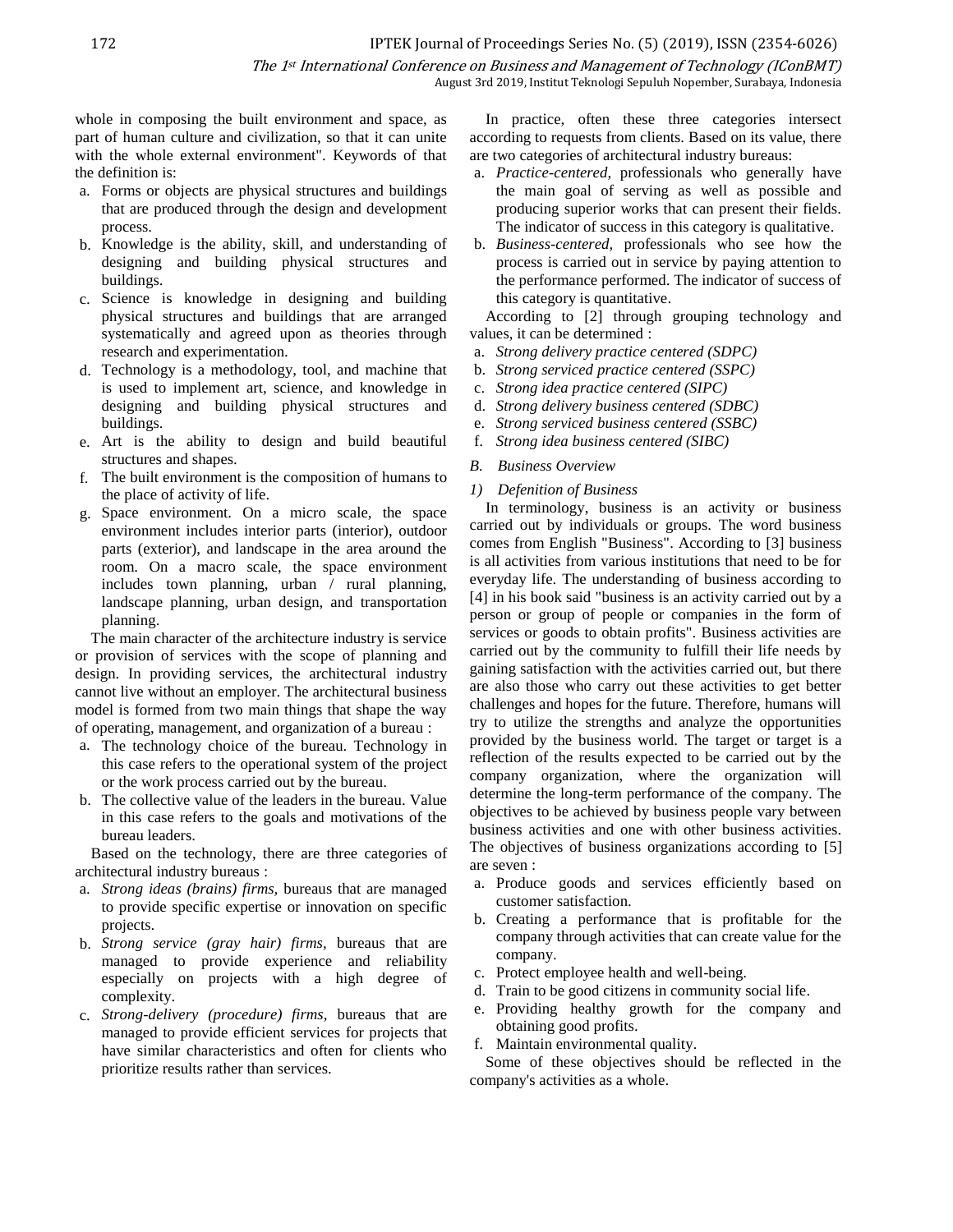whole in composing the built environment and space, as part of human culture and civilization, so that it can unite with the whole external environment". Keywords of that the definition is:

a. Forms or objects are physical structures and buildings that are produced through the design and development process.
b. Knowledge is the ability, skill, and understanding of designing and building physical structures and buildings.
c. Science is knowledge in designing and building physical structures and buildings that are arranged systematically and agreed upon as theories through research and experimentation.
d. Technology is a methodology, tool, and machine that is used to implement art, science, and knowledge in designing and building physical structures and buildings.
e. Art is the ability to design and build beautiful structures and shapes.
f. The built environment is the composition of humans to the place of activity of life.
g. Space environment. On a micro scale, the space environment includes interior parts (interior), outdoor parts (exterior), and landscape in the area around the room. On a macro scale, the space environment includes town planning, urban / rural planning, landscape planning, urban design, and transportation planning.

The main character of the architecture industry is service or provision of services with the scope of planning and design. In providing services, the architectural industry cannot live without an employer. The architectural business model is formed from two main things that shape the way of operating, management, and organization of a bureau :

a. The technology choice of the bureau. Technology in this case refers to the operational system of the project or the work process carried out by the bureau.
b. The collective value of the leaders in the bureau. Value in this case refers to the goals and motivations of the bureau leaders.

Based on the technology, there are three categories of architectural industry bureaus :

a. *Strong ideas (brains) firms,* bureaus that are managed to provide specific expertise or innovation on specific projects.
b. *Strong service (gray hair) firms,* bureaus that are managed to provide experience and reliability especially on projects with a high degree of complexity.
c. *Strong-delivery (procedure) firms,* bureaus that are managed to provide efficient services for projects that have similar characteristics and often for clients who prioritize results rather than services.

In practice, often these three categories intersect according to requests from clients. Based on its value, there are two categories of architectural industry bureaus:

a. *Practice-centered,* professionals who generally have the main goal of serving as well as possible and producing superior works that can present their fields. The indicator of success in this category is qualitative.
b. *Business-centered,* professionals who see how the process is carried out in service by paying attention to the performance performed. The indicator of success of this category is quantitative.

According to [2] through grouping technology and values, it can be determined :

a. *Strong delivery practice centered (SDPC)*
b. *Strong serviced practice centered (SSPC)*
c. *Strong idea practice centered (SIPC)*
d. *Strong delivery business centered (SDBC)*
e. *Strong serviced business centered (SSBC)*
f. *Strong idea business centered (SIBC)*

### *B. Business Overview*

#### *1) Defenition of Business*

In terminology, business is an activity or business carried out by individuals or groups. The word business comes from English "Business". According to [3] business is all activities from various institutions that need to be for everyday life. The understanding of business according to [4] in his book said "business is an activity carried out by a person or group of people or companies in the form of services or goods to obtain profits". Business activities are carried out by the community to fulfill their life needs by gaining satisfaction with the activities carried out, but there are also those who carry out these activities to get better challenges and hopes for the future. Therefore, humans will try to utilize the strengths and analyze the opportunities provided by the business world. The target or target is a reflection of the results expected to be carried out by the company organization, where the organization will determine the long-term performance of the company. The objectives to be achieved by business people vary between business activities and one with other business activities. The objectives of business organizations according to [5] are seven :

a. Produce goods and services efficiently based on customer satisfaction.
b. Creating a performance that is profitable for the company through activities that can create value for the company.
c. Protect employee health and well-being.
d. Train to be good citizens in community social life.
e. Providing healthy growth for the company and obtaining good profits.
f. Maintain environmental quality.

Some of these objectives should be reflected in the company's activities as a whole.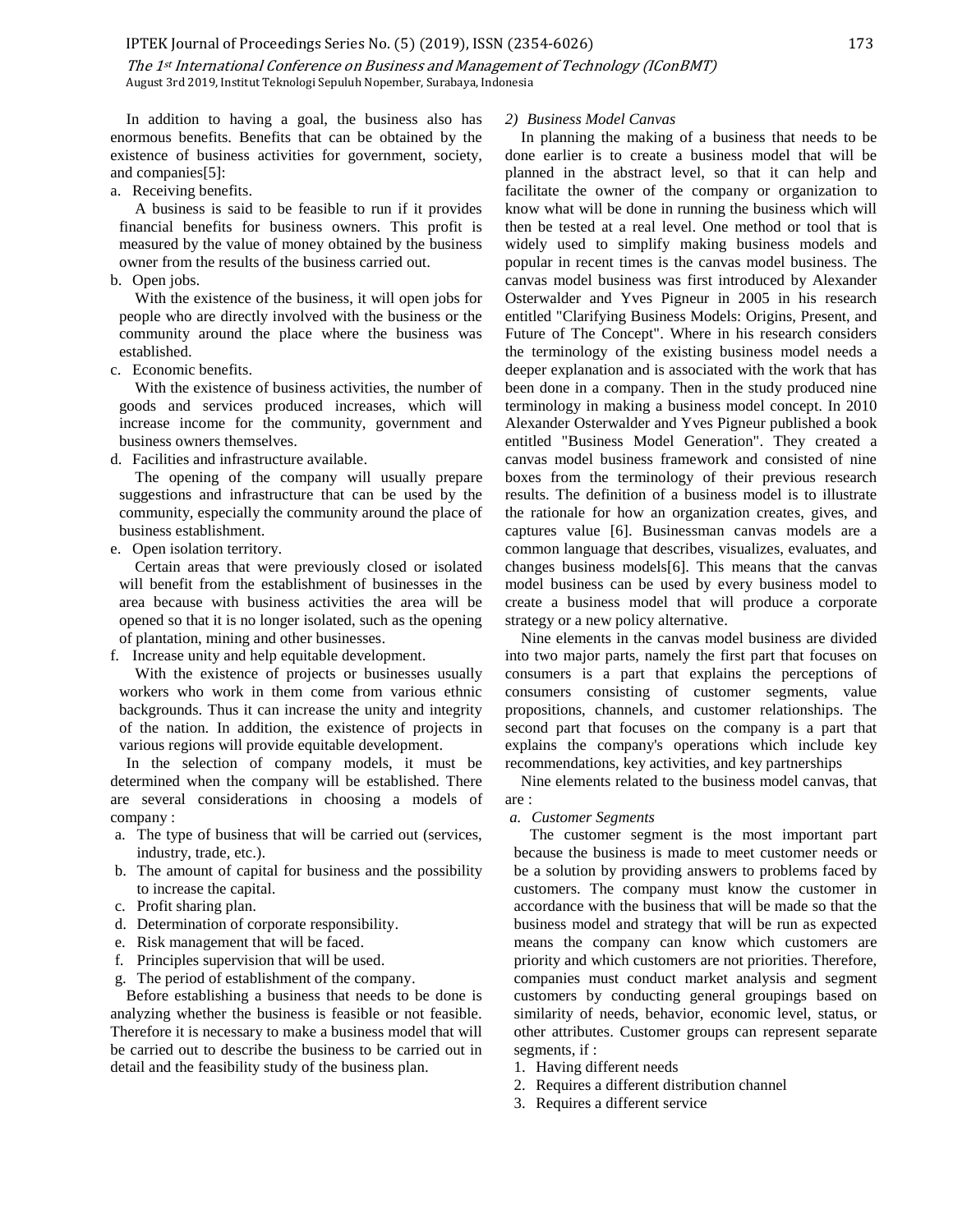In addition to having a goal, the business also has enormous benefits. Benefits that can be obtained by the existence of business activities for government, society, and companies[5]:

a. Receiving benefits.

A business is said to be feasible to run if it provides financial benefits for business owners. This profit is measured by the value of money obtained by the business owner from the results of the business carried out.

b. Open jobs.

With the existence of the business, it will open jobs for people who are directly involved with the business or the community around the place where the business was established.

c. Economic benefits.

With the existence of business activities, the number of goods and services produced increases, which will increase income for the community, government and business owners themselves.

d. Facilities and infrastructure available.

The opening of the company will usually prepare suggestions and infrastructure that can be used by the community, especially the community around the place of business establishment.

e. Open isolation territory.

Certain areas that were previously closed or isolated will benefit from the establishment of businesses in the area because with business activities the area will be opened so that it is no longer isolated, such as the opening of plantation, mining and other businesses.

f. Increase unity and help equitable development.

With the existence of projects or businesses usually workers who work in them come from various ethnic backgrounds. Thus it can increase the unity and integrity of the nation. In addition, the existence of projects in various regions will provide equitable development.

In the selection of company models, it must be determined when the company will be established. There are several considerations in choosing a models of company :

a. The type of business that will be carried out (services, industry, trade, etc.).
b. The amount of capital for business and the possibility to increase the capital.
c. Profit sharing plan.
d. Determination of corporate responsibility.
e. Risk management that will be faced.
f. Principles supervision that will be used.
g. The period of establishment of the company.

Before establishing a business that needs to be done is analyzing whether the business is feasible or not feasible. Therefore it is necessary to make a business model that will be carried out to describe the business to be carried out in detail and the feasibility study of the business plan.

*2) Business Model Canvas*

In planning the making of a business that needs to be done earlier is to create a business model that will be planned in the abstract level, so that it can help and facilitate the owner of the company or organization to know what will be done in running the business which will then be tested at a real level. One method or tool that is widely used to simplify making business models and popular in recent times is the canvas model business. The canvas model business was first introduced by Alexander Osterwalder and Yves Pigneur in 2005 in his research entitled "Clarifying Business Models: Origins, Present, and Future of The Concept". Where in his research considers the terminology of the existing business model needs a deeper explanation and is associated with the work that has been done in a company. Then in the study produced nine terminology in making a business model concept. In 2010 Alexander Osterwalder and Yves Pigneur published a book entitled "Business Model Generation". They created a canvas model business framework and consisted of nine boxes from the terminology of their previous research results. The definition of a business model is to illustrate the rationale for how an organization creates, gives, and captures value [6]. Businessman canvas models are a common language that describes, visualizes, evaluates, and changes business models[6]. This means that the canvas model business can be used by every business model to create a business model that will produce a corporate strategy or a new policy alternative.

Nine elements in the canvas model business are divided into two major parts, namely the first part that focuses on consumers is a part that explains the perceptions of consumers consisting of customer segments, value propositions, channels, and customer relationships. The second part that focuses on the company is a part that explains the company's operations which include key recommendations, key activities, and key partnerships

Nine elements related to the business model canvas, that are :

*a. Customer Segments*

The customer segment is the most important part because the business is made to meet customer needs or be a solution by providing answers to problems faced by customers. The company must know the customer in accordance with the business that will be made so that the business model and strategy that will be run as expected means the company can know which customers are priority and which customers are not priorities. Therefore, companies must conduct market analysis and segment customers by conducting general groupings based on similarity of needs, behavior, economic level, status, or other attributes. Customer groups can represent separate segments, if :

1. Having different needs
2. Requires a different distribution channel
3. Requires a different service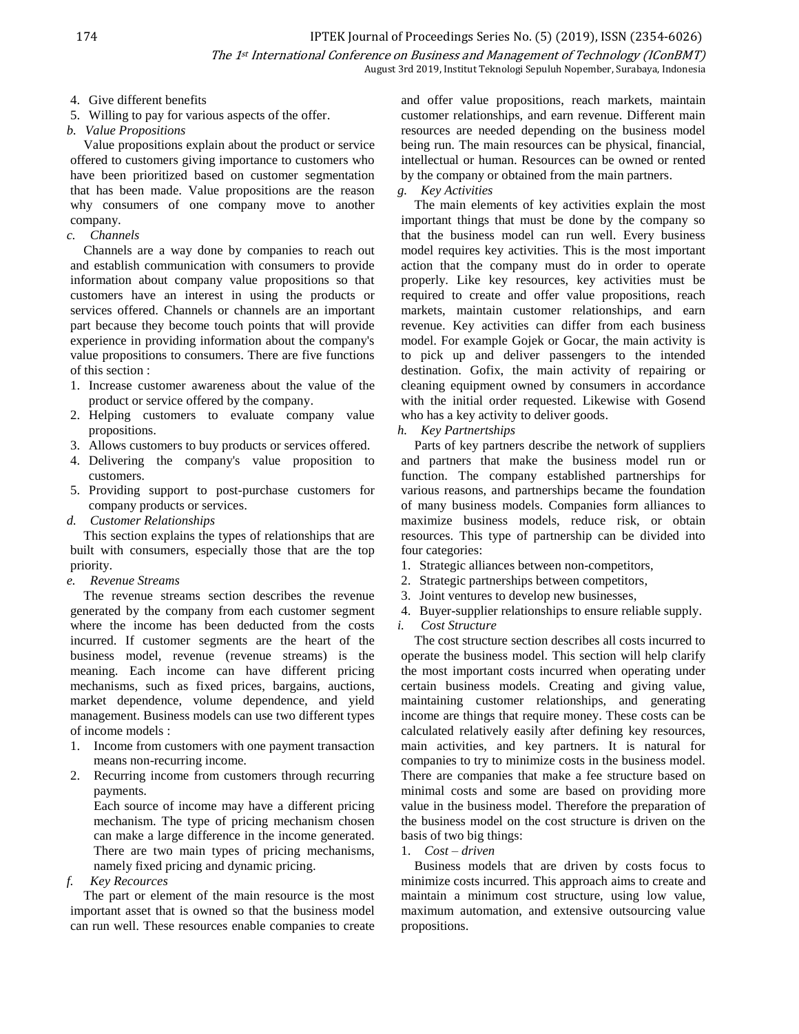4. Give different benefits
5. Willing to pay for various aspects of the offer.

*b. Value Propositions*

Value propositions explain about the product or service offered to customers giving importance to customers who have been prioritized based on customer segmentation that has been made. Value propositions are the reason why consumers of one company move to another company.

*c. Channels*

Channels are a way done by companies to reach out and establish communication with consumers to provide information about company value propositions so that customers have an interest in using the products or services offered. Channels or channels are an important part because they become touch points that will provide experience in providing information about the company's value propositions to consumers. There are five functions of this section :

1. Increase customer awareness about the value of the product or service offered by the company.
2. Helping customers to evaluate company value propositions.
3. Allows customers to buy products or services offered.
4. Delivering the company's value proposition to customers.
5. Providing support to post-purchase customers for company products or services.

*d. Customer Relationships*

This section explains the types of relationships that are built with consumers, especially those that are the top priority.

*e. Revenue Streams*

The revenue streams section describes the revenue generated by the company from each customer segment where the income has been deducted from the costs incurred. If customer segments are the heart of the business model, revenue (revenue streams) is the meaning. Each income can have different pricing mechanisms, such as fixed prices, bargains, auctions, market dependence, volume dependence, and yield management. Business models can use two different types of income models :

1. Income from customers with one payment transaction means non-recurring income.
2. Recurring income from customers through recurring payments.

   Each source of income may have a different pricing mechanism. The type of pricing mechanism chosen can make a large difference in the income generated. There are two main types of pricing mechanisms, namely fixed pricing and dynamic pricing.

*f. Key Recources*

The part or element of the main resource is the most important asset that is owned so that the business model can run well. These resources enable companies to create and offer value propositions, reach markets, maintain customer relationships, and earn revenue. Different main resources are needed depending on the business model being run. The main resources can be physical, financial, intellectual or human. Resources can be owned or rented by the company or obtained from the main partners.

*g. Key Activities*

The main elements of key activities explain the most important things that must be done by the company so that the business model can run well. Every business model requires key activities. This is the most important action that the company must do in order to operate properly. Like key resources, key activities must be required to create and offer value propositions, reach markets, maintain customer relationships, and earn revenue. Key activities can differ from each business model. For example Gojek or Gocar, the main activity is to pick up and deliver passengers to the intended destination. Gofix, the main activity of repairing or cleaning equipment owned by consumers in accordance with the initial order requested. Likewise with Gosend who has a key activity to deliver goods.

*h. Key Partnertships*

Parts of key partners describe the network of suppliers and partners that make the business model run or function. The company established partnerships for various reasons, and partnerships became the foundation of many business models. Companies form alliances to maximize business models, reduce risk, or obtain resources. This type of partnership can be divided into four categories:

1. Strategic alliances between non-competitors,
2. Strategic partnerships between competitors,
3. Joint ventures to develop new businesses,
4. Buyer-supplier relationships to ensure reliable supply.

*i. Cost Structure*

The cost structure section describes all costs incurred to operate the business model. This section will help clarify the most important costs incurred when operating under certain business models. Creating and giving value, maintaining customer relationships, and generating income are things that require money. These costs can be calculated relatively easily after defining key resources, main activities, and key partners. It is natural for companies to try to minimize costs in the business model. There are companies that make a fee structure based on minimal costs and some are based on providing more value in the business model. Therefore the preparation of the business model on the cost structure is driven on the basis of two big things:

1. *Cost – driven*

Business models that are driven by costs focus to minimize costs incurred. This approach aims to create and maintain a minimum cost structure, using low value, maximum automation, and extensive outsourcing value propositions.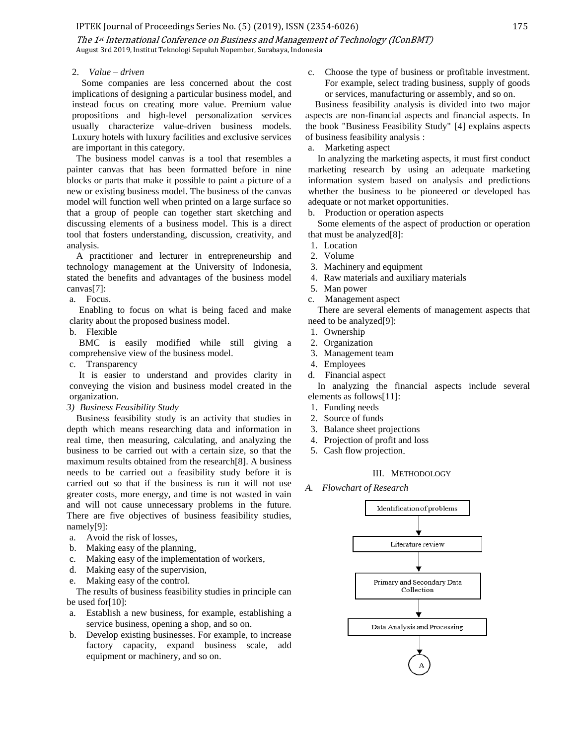2. *Value – driven*

Some companies are less concerned about the cost implications of designing a particular business model, and instead focus on creating more value. Premium value propositions and high-level personalization services usually characterize value-driven business models. Luxury hotels with luxury facilities and exclusive services are important in this category.

The business model canvas is a tool that resembles a painter canvas that has been formatted before in nine blocks or parts that make it possible to paint a picture of a new or existing business model. The business of the canvas model will function well when printed on a large surface so that a group of people can together start sketching and discussing elements of a business model. This is a direct tool that fosters understanding, discussion, creativity, and analysis.

A practitioner and lecturer in entrepreneurship and technology management at the University of Indonesia, stated the benefits and advantages of the business model canvas[7]:

a. Focus.

Enabling to focus on what is being faced and make clarity about the proposed business model.

b. Flexible

BMC is easily modified while still giving a comprehensive view of the business model.

c. Transparency

It is easier to understand and provides clarity in conveying the vision and business model created in the organization.

*3) Business Feasibility Study*

Business feasibility study is an activity that studies in depth which means researching data and information in real time, then measuring, calculating, and analyzing the business to be carried out with a certain size, so that the maximum results obtained from the research[8]. A business needs to be carried out a feasibility study before it is carried out so that if the business is run it will not use greater costs, more energy, and time is not wasted in vain and will not cause unnecessary problems in the future. There are five objectives of business feasibility studies, namely[9]:

a. Avoid the risk of losses,
b. Making easy of the planning,
c. Making easy of the implementation of workers,
d. Making easy of the supervision,
e. Making easy of the control.

The results of business feasibility studies in principle can be used for[10]:

a. Establish a new business, for example, establishing a service business, opening a shop, and so on.
b. Develop existing businesses. For example, to increase factory capacity, expand business scale, add equipment or machinery, and so on.
c. Choose the type of business or profitable investment. For example, select trading business, supply of goods or services, manufacturing or assembly, and so on.

Business feasibility analysis is divided into two major aspects are non-financial aspects and financial aspects. In the book "Business Feasibility Study" [4] explains aspects of business feasibility analysis :

a. Marketing aspect

In analyzing the marketing aspects, it must first conduct marketing research by using an adequate marketing information system based on analysis and predictions whether the business to be pioneered or developed has adequate or not market opportunities.

b. Production or operation aspects

Some elements of the aspect of production or operation that must be analyzed[8]:

1. Location
2. Volume
3. Machinery and equipment
4. Raw materials and auxiliary materials
5. Man power

c. Management aspect

There are several elements of management aspects that need to be analyzed[9]:

1. Ownership
2. Organization
3. Management team
4. Employees

d. Financial aspect

In analyzing the financial aspects include several elements as follows[11]:

1. Funding needs
2. Source of funds
3. Balance sheet projections
4. Projection of profit and loss
5. Cash flow projection.

## III. METHODOLOGY

### *A. Flowchart of Research*

Identification of problems → Literature review → Primary and Secondary Data Collection → Data Analysis and Processing → A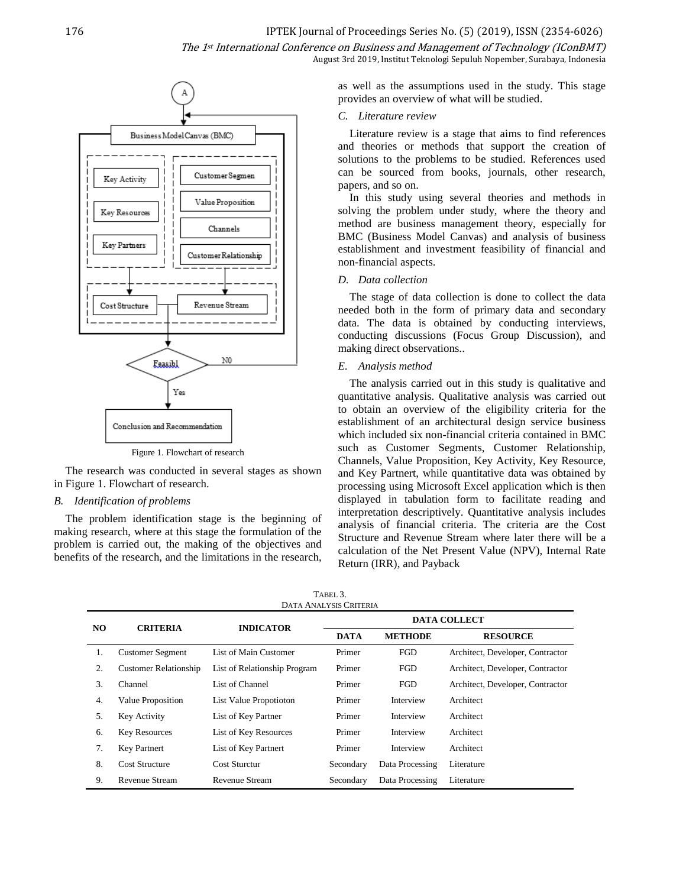Figure 1. Flowchart of research

The research was conducted in several stages as shown in Figure 1. Flowchart of research.

### *B. Identification of problems*

The problem identification stage is the beginning of making research, where at this stage the formulation of the problem is carried out, the making of the objectives and benefits of the research, and the limitations in the research, as well as the assumptions used in the study. This stage provides an overview of what will be studied.

### *C. Literature review*

Literature review is a stage that aims to find references and theories or methods that support the creation of solutions to the problems to be studied. References used can be sourced from books, journals, other research, papers, and so on.

In this study using several theories and methods in solving the problem under study, where the theory and method are business management theory, especially for BMC (Business Model Canvas) and analysis of business establishment and investment feasibility of financial and non-financial aspects.

### *D. Data collection*

The stage of data collection is done to collect the data needed both in the form of primary data and secondary data. The data is obtained by conducting interviews, conducting discussions (Focus Group Discussion), and making direct observations..

### *E. Analysis method*

The analysis carried out in this study is qualitative and quantitative analysis. Qualitative analysis was carried out to obtain an overview of the eligibility criteria for the establishment of an architectural design service business which included six non-financial criteria contained in BMC such as Customer Segments, Customer Relationship, Channels, Value Proposition, Key Activity, Key Resource, and Key Partnert, while quantitative data was obtained by processing using Microsoft Excel application which is then displayed in tabulation form to facilitate reading and interpretation descriptively. Quantitative analysis includes analysis of financial criteria. The criteria are the Cost Structure and Revenue Stream where later there will be a calculation of the Net Present Value (NPV), Internal Rate Return (IRR), and Payback

TABEL 3.
DATA ANALYSIS CRITERIA

| NO | CRITERIA | INDICATOR | DATA COLLECT | | |
|---|---|---|---|---|---|
| | | | DATA | METHODE | RESOURCE |
| 1. | Customer Segment | List of Main Customer | Primer | FGD | Architect, Developer, Contractor |
| 2. | Customer Relationship | List of Relationship Program | Primer | FGD | Architect, Developer, Contractor |
| 3. | Channel | List of Channel | Primer | FGD | Architect, Developer, Contractor |
| 4. | Value Proposition | List Value Propotioton | Primer | Interview | Architect |
| 5. | Key Activity | List of Key Partner | Primer | Interview | Architect |
| 6. | Key Resources | List of Key Resources | Primer | Interview | Architect |
| 7. | Key Partnert | List of Key Partnert | Primer | Interview | Architect |
| 8. | Cost Structure | Cost Sturctur | Secondary | Data Processing | Literature |
| 9. | Revenue Stream | Revenue Stream | Secondary | Data Processing | Literature |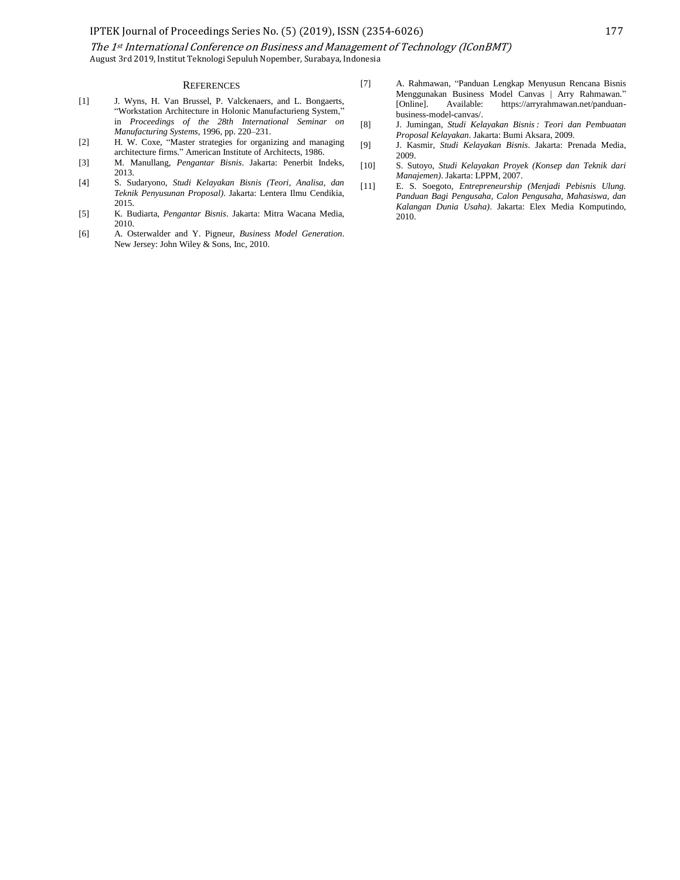## REFERENCES

[1] J. Wyns, H. Van Brussel, P. Valckenaers, and L. Bongaerts, "Workstation Architecture in Holonic Manufacturieng System," in *Proceedings of the 28th International Seminar on Manufacturing Systems*, 1996, pp. 220–231.

[2] H. W. Coxe, "Master strategies for organizing and managing architecture firms." American Institute of Architects, 1986.

[3] M. Manullang, *Pengantar Bisnis*. Jakarta: Penerbit Indeks, 2013.

[4] S. Sudaryono, *Studi Kelayakan Bisnis (Teori, Analisa, dan Teknik Penyusunan Proposal)*. Jakarta: Lentera Ilmu Cendikia, 2015.

[5] K. Budiarta, *Pengantar Bisnis*. Jakarta: Mitra Wacana Media, 2010.

[6] A. Osterwalder and Y. Pigneur, *Business Model Generation*. New Jersey: John Wiley & Sons, Inc, 2010.

[7] A. Rahmawan, "Panduan Lengkap Menyusun Rencana Bisnis Menggunakan Business Model Canvas | Arry Rahmawan." [Online]. Available: https://arryrahmawan.net/panduan-business-model-canvas/.

[8] J. Jumingan, *Studi Kelayakan Bisnis : Teori dan Pembuatan Proposal Kelayakan*. Jakarta: Bumi Aksara, 2009.

[9] J. Kasmir, *Studi Kelayakan Bisnis*. Jakarta: Prenada Media, 2009.

[10] S. Sutoyo, *Studi Kelayakan Proyek (Konsep dan Teknik dari Manajemen)*. Jakarta: LPPM, 2007.

[11] E. S. Soegoto, *Entrepreneurship (Menjadi Pebisnis Ulung. Panduan Bagi Pengusaha, Calon Pengusaha, Mahasiswa, dan Kalangan Dunia Usaha)*. Jakarta: Elex Media Komputindo, 2010.